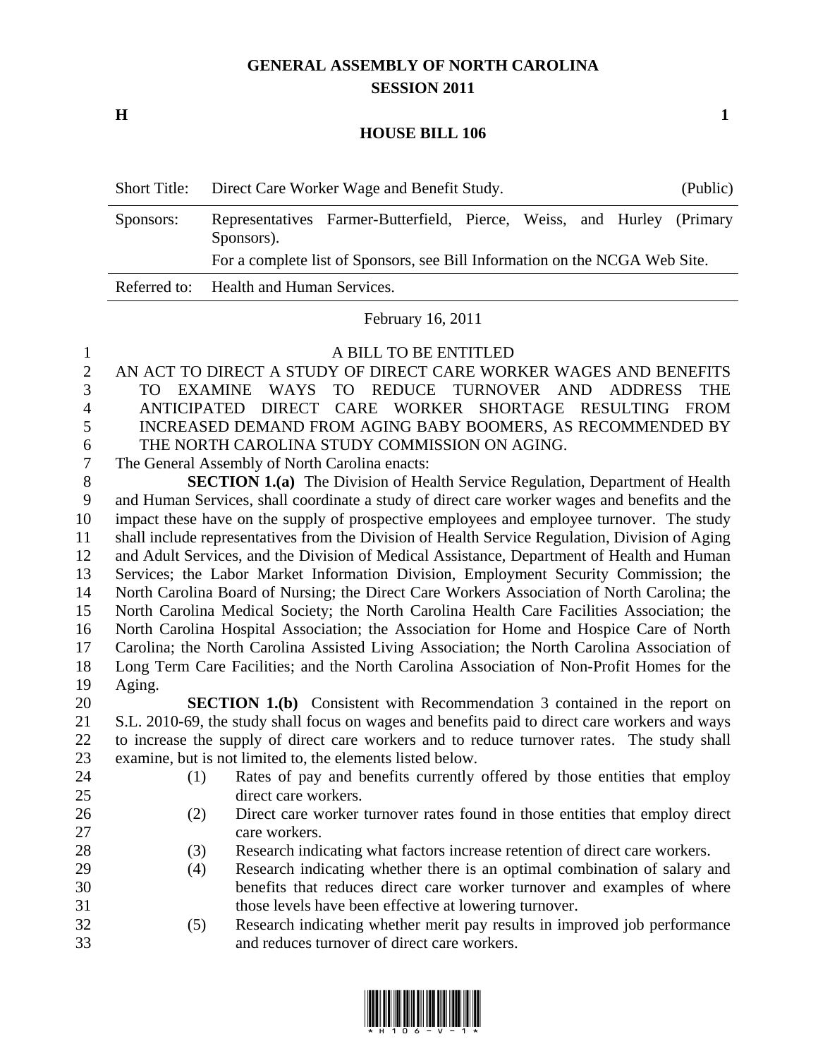# GENERAL ASSEMBLY OF NORTH CAROLINA
## SESSION 2011

**H** **1**

## HOUSE BILL 106

| Short Title: | Direct Care Worker Wage and Benefit Study. | (Public) |
|---|---|---|
| Sponsors: | Representatives Farmer-Butterfield, Pierce, Weiss, and Hurley (Primary Sponsors). For a complete list of Sponsors, see Bill Information on the NCGA Web Site. | |
| Referred to: | Health and Human Services. | |

February 16, 2011

A BILL TO BE ENTITLED

AN ACT TO DIRECT A STUDY OF DIRECT CARE WORKER WAGES AND BENEFITS TO EXAMINE WAYS TO REDUCE TURNOVER AND ADDRESS THE ANTICIPATED DIRECT CARE WORKER SHORTAGE RESULTING FROM INCREASED DEMAND FROM AGING BABY BOOMERS, AS RECOMMENDED BY THE NORTH CAROLINA STUDY COMMISSION ON AGING.

The General Assembly of North Carolina enacts:

**SECTION 1.(a)** The Division of Health Service Regulation, Department of Health and Human Services, shall coordinate a study of direct care worker wages and benefits and the impact these have on the supply of prospective employees and employee turnover. The study shall include representatives from the Division of Health Service Regulation, Division of Aging and Adult Services, and the Division of Medical Assistance, Department of Health and Human Services; the Labor Market Information Division, Employment Security Commission; the North Carolina Board of Nursing; the Direct Care Workers Association of North Carolina; the North Carolina Medical Society; the North Carolina Health Care Facilities Association; the North Carolina Hospital Association; the Association for Home and Hospice Care of North Carolina; the North Carolina Assisted Living Association; the North Carolina Association of Long Term Care Facilities; and the North Carolina Association of Non-Profit Homes for the Aging.

**SECTION 1.(b)** Consistent with Recommendation 3 contained in the report on S.L. 2010-69, the study shall focus on wages and benefits paid to direct care workers and ways to increase the supply of direct care workers and to reduce turnover rates. The study shall examine, but is not limited to, the elements listed below.

(1) Rates of pay and benefits currently offered by those entities that employ direct care workers.

(2) Direct care worker turnover rates found in those entities that employ direct care workers.

(3) Research indicating what factors increase retention of direct care workers.

(4) Research indicating whether there is an optimal combination of salary and benefits that reduces direct care worker turnover and examples of where those levels have been effective at lowering turnover.

(5) Research indicating whether merit pay results in improved job performance and reduces turnover of direct care workers.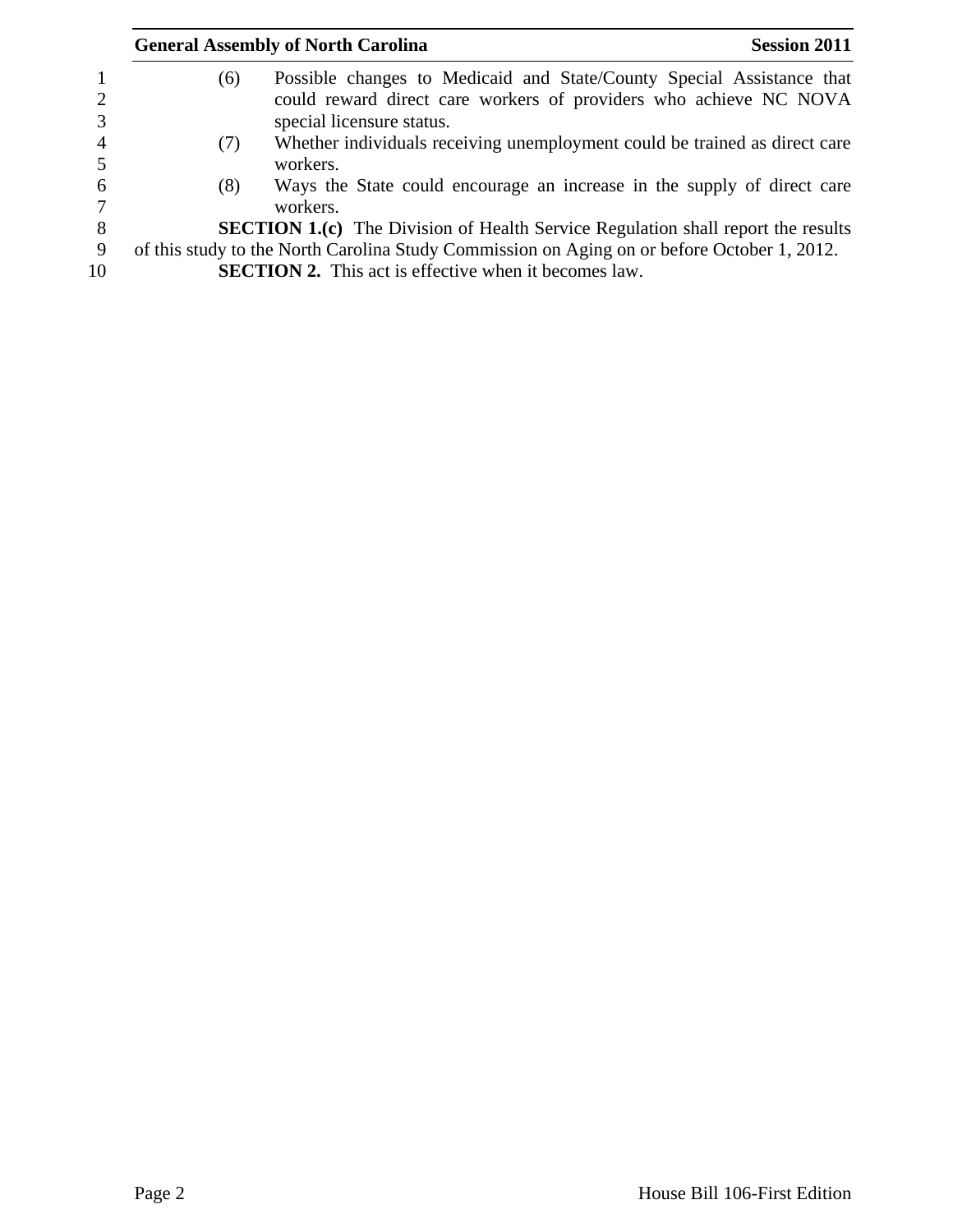(6) Possible changes to Medicaid and State/County Special Assistance that could reward direct care workers of providers who achieve NC NOVA special licensure status.

(7) Whether individuals receiving unemployment could be trained as direct care workers.

(8) Ways the State could encourage an increase in the supply of direct care workers.

**SECTION 1.(c)** The Division of Health Service Regulation shall report the results of this study to the North Carolina Study Commission on Aging on or before October 1, 2012.

**SECTION 2.** This act is effective when it becomes law.